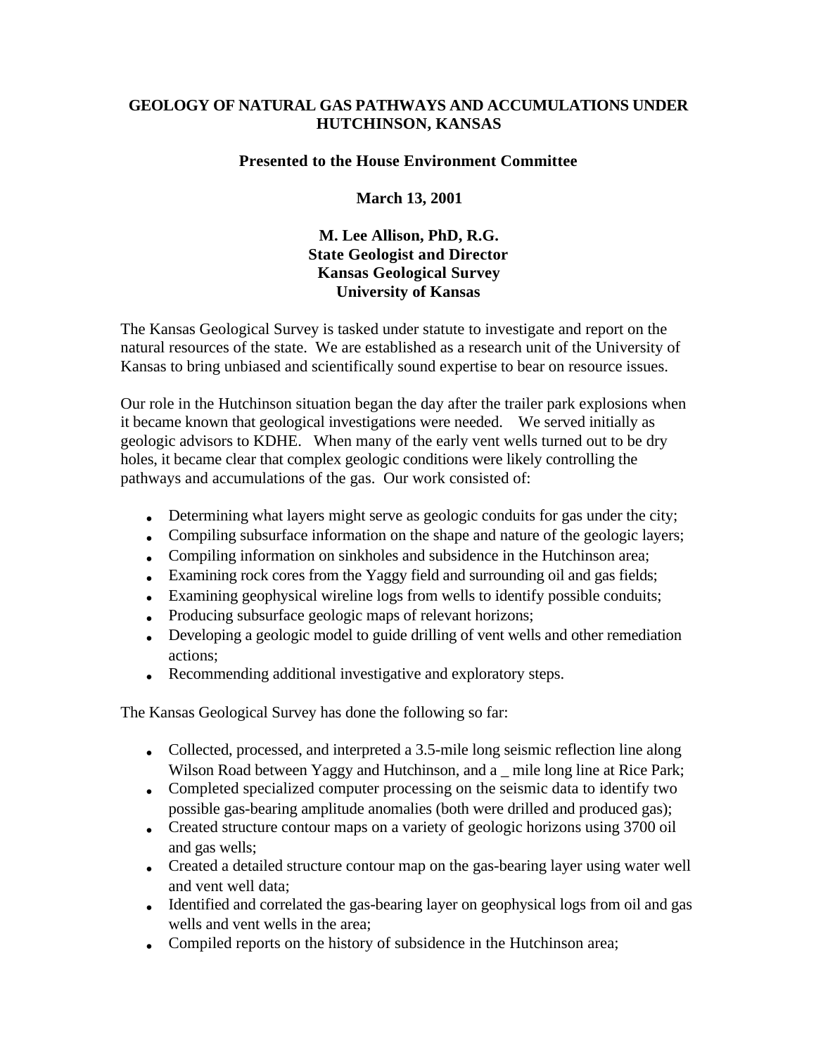# GEOLOGY OF NATURAL GAS PATHWAYS AND ACCUMULATIONS UNDER HUTCHINSON, KANSAS

**Presented to the House Environment Committee**

**March 13, 2001**

**M. Lee Allison, PhD, R.G.**
**State Geologist and Director**
**Kansas Geological Survey**
**University of Kansas**

The Kansas Geological Survey is tasked under statute to investigate and report on the natural resources of the state. We are established as a research unit of the University of Kansas to bring unbiased and scientifically sound expertise to bear on resource issues.

Our role in the Hutchinson situation began the day after the trailer park explosions when it became known that geological investigations were needed. We served initially as geologic advisors to KDHE. When many of the early vent wells turned out to be dry holes, it became clear that complex geologic conditions were likely controlling the pathways and accumulations of the gas. Our work consisted of:

- Determining what layers might serve as geologic conduits for gas under the city;
- Compiling subsurface information on the shape and nature of the geologic layers;
- Compiling information on sinkholes and subsidence in the Hutchinson area;
- Examining rock cores from the Yaggy field and surrounding oil and gas fields;
- Examining geophysical wireline logs from wells to identify possible conduits;
- Producing subsurface geologic maps of relevant horizons;
- Developing a geologic model to guide drilling of vent wells and other remediation actions;
- Recommending additional investigative and exploratory steps.

The Kansas Geological Survey has done the following so far:

- Collected, processed, and interpreted a 3.5-mile long seismic reflection line along Wilson Road between Yaggy and Hutchinson, and a _ mile long line at Rice Park;
- Completed specialized computer processing on the seismic data to identify two possible gas-bearing amplitude anomalies (both were drilled and produced gas);
- Created structure contour maps on a variety of geologic horizons using 3700 oil and gas wells;
- Created a detailed structure contour map on the gas-bearing layer using water well and vent well data;
- Identified and correlated the gas-bearing layer on geophysical logs from oil and gas wells and vent wells in the area;
- Compiled reports on the history of subsidence in the Hutchinson area;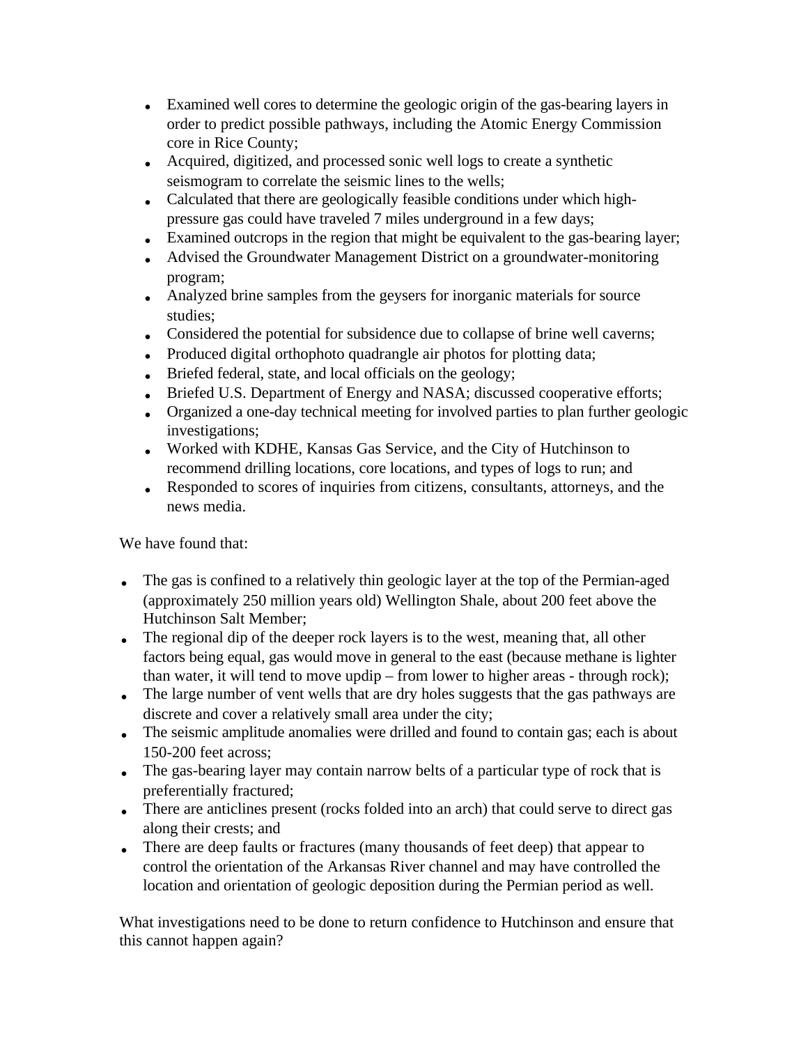- Examined well cores to determine the geologic origin of the gas-bearing layers in order to predict possible pathways, including the Atomic Energy Commission core in Rice County;
- Acquired, digitized, and processed sonic well logs to create a synthetic seismogram to correlate the seismic lines to the wells;
- Calculated that there are geologically feasible conditions under which high-pressure gas could have traveled 7 miles underground in a few days;
- Examined outcrops in the region that might be equivalent to the gas-bearing layer;
- Advised the Groundwater Management District on a groundwater-monitoring program;
- Analyzed brine samples from the geysers for inorganic materials for source studies;
- Considered the potential for subsidence due to collapse of brine well caverns;
- Produced digital orthophoto quadrangle air photos for plotting data;
- Briefed federal, state, and local officials on the geology;
- Briefed U.S. Department of Energy and NASA; discussed cooperative efforts;
- Organized a one-day technical meeting for involved parties to plan further geologic investigations;
- Worked with KDHE, Kansas Gas Service, and the City of Hutchinson to recommend drilling locations, core locations, and types of logs to run; and
- Responded to scores of inquiries from citizens, consultants, attorneys, and the news media.

We have found that:

- The gas is confined to a relatively thin geologic layer at the top of the Permian-aged (approximately 250 million years old) Wellington Shale, about 200 feet above the Hutchinson Salt Member;
- The regional dip of the deeper rock layers is to the west, meaning that, all other factors being equal, gas would move in general to the east (because methane is lighter than water, it will tend to move updip – from lower to higher areas - through rock);
- The large number of vent wells that are dry holes suggests that the gas pathways are discrete and cover a relatively small area under the city;
- The seismic amplitude anomalies were drilled and found to contain gas; each is about 150-200 feet across;
- The gas-bearing layer may contain narrow belts of a particular type of rock that is preferentially fractured;
- There are anticlines present (rocks folded into an arch) that could serve to direct gas along their crests; and
- There are deep faults or fractures (many thousands of feet deep) that appear to control the orientation of the Arkansas River channel and may have controlled the location and orientation of geologic deposition during the Permian period as well.

What investigations need to be done to return confidence to Hutchinson and ensure that this cannot happen again?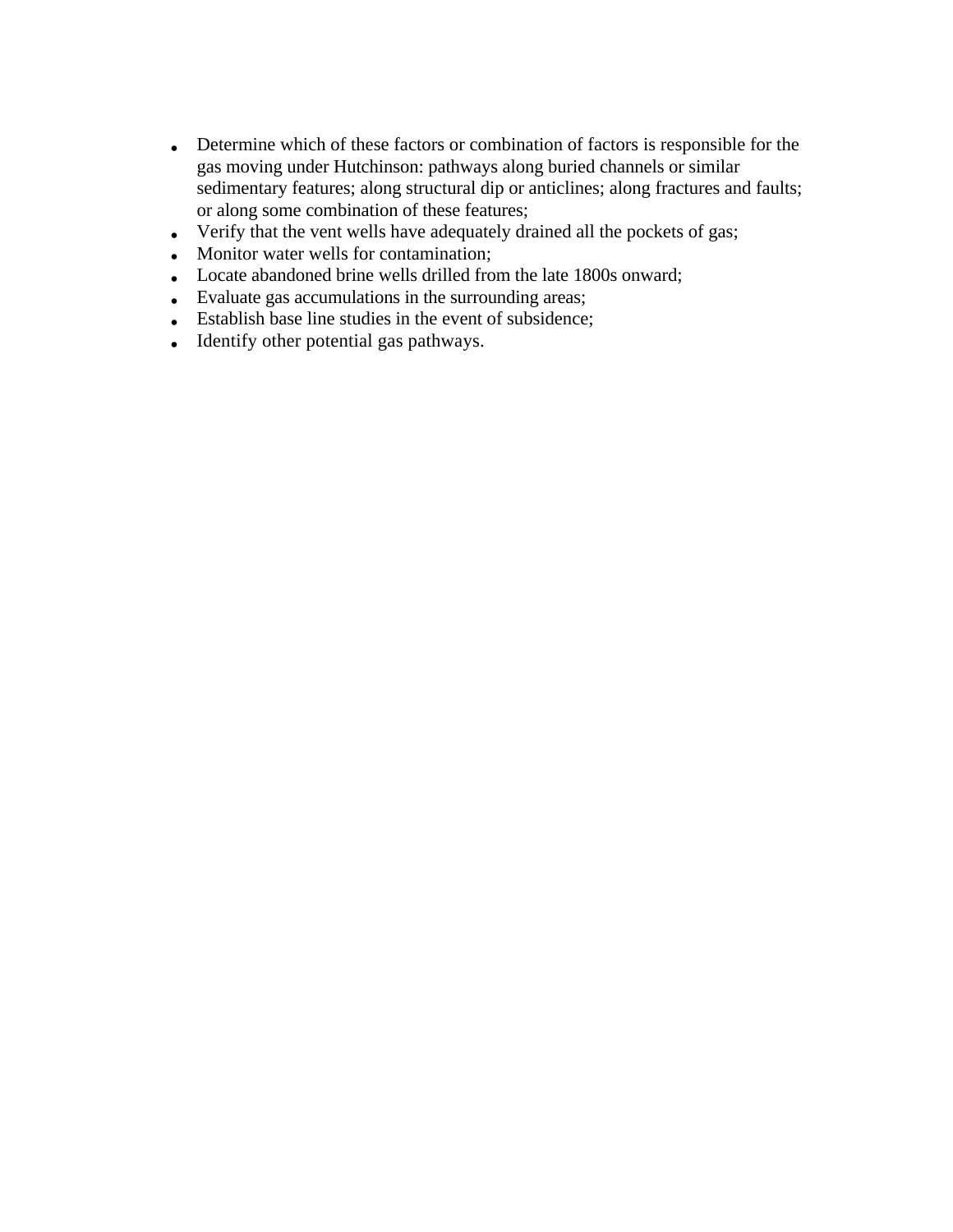- Determine which of these factors or combination of factors is responsible for the gas moving under Hutchinson: pathways along buried channels or similar sedimentary features; along structural dip or anticlines; along fractures and faults; or along some combination of these features;
- Verify that the vent wells have adequately drained all the pockets of gas;
- Monitor water wells for contamination;
- Locate abandoned brine wells drilled from the late 1800s onward;
- Evaluate gas accumulations in the surrounding areas;
- Establish base line studies in the event of subsidence;
- Identify other potential gas pathways.